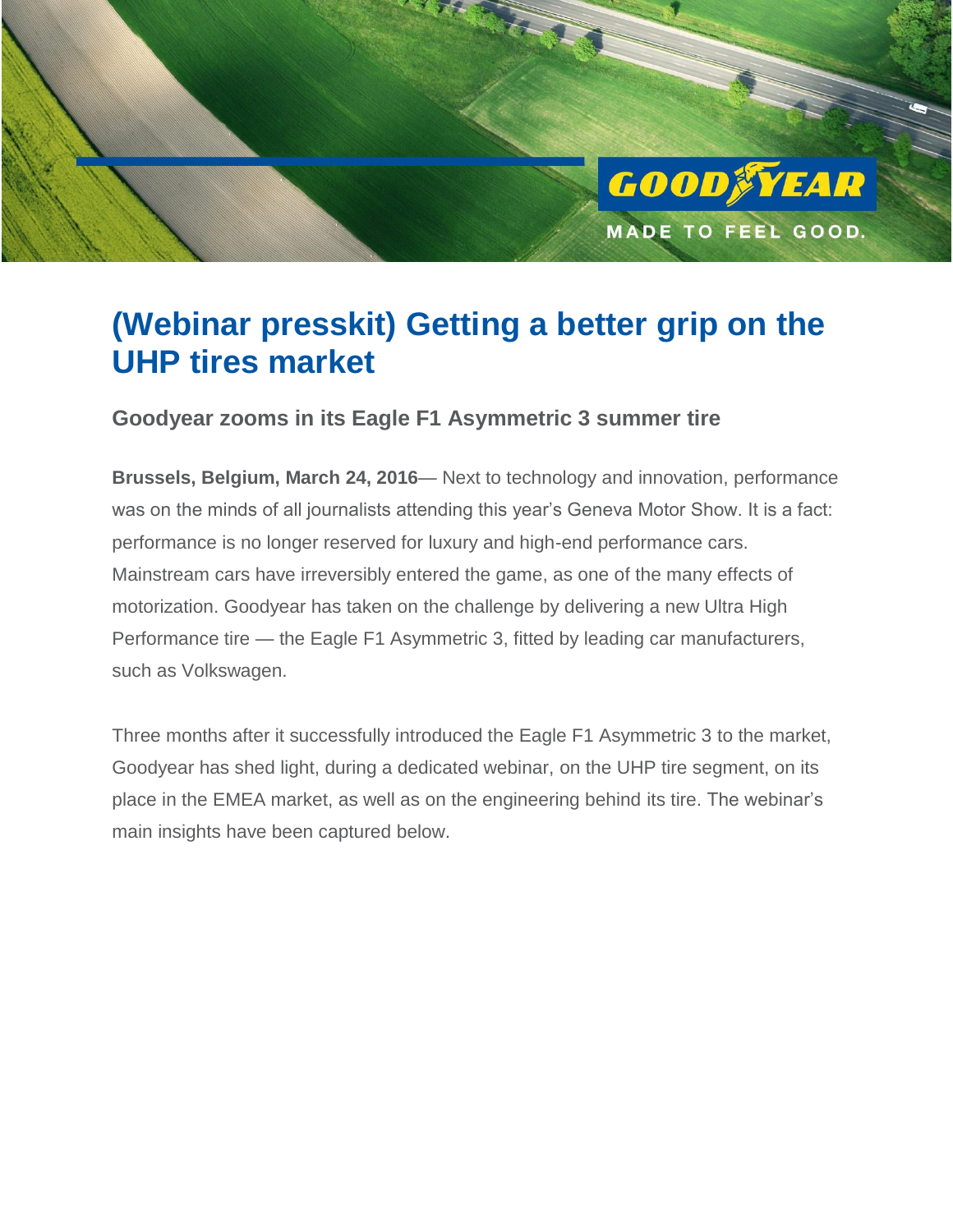# (Webinar presskit) Getting a better grip on the UHP tires market

## Goodyear zooms in its Eagle F1 Asymmetric 3 summer tire

**Brussels, Belgium, March 24, 2016**— Next to technology and innovation, performance was on the minds of all journalists attending this year's Geneva Motor Show. It is a fact: performance is no longer reserved for luxury and high-end performance cars. Mainstream cars have irreversibly entered the game, as one of the many effects of motorization. Goodyear has taken on the challenge by delivering a new Ultra High Performance tire — the Eagle F1 Asymmetric 3, fitted by leading car manufacturers, such as Volkswagen.

Three months after it successfully introduced the Eagle F1 Asymmetric 3 to the market, Goodyear has shed light, during a dedicated webinar, on the UHP tire segment, on its place in the EMEA market, as well as on the engineering behind its tire. The webinar's main insights have been captured below.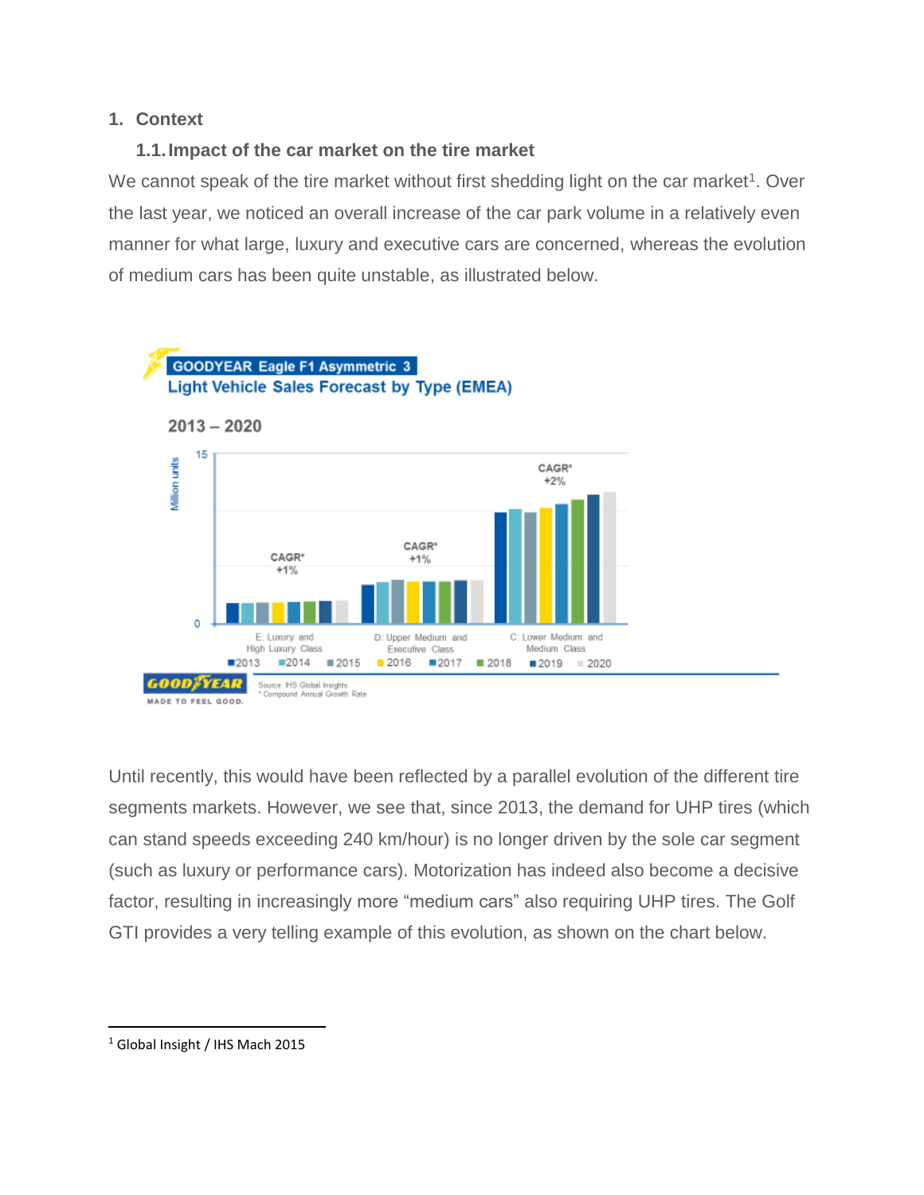## 1. Context

### 1.1. Impact of the car market on the tire market

We cannot speak of the tire market without first shedding light on the car market[1]. Over the last year, we noticed an overall increase of the car park volume in a relatively even manner for what large, luxury and executive cars are concerned, whereas the evolution of medium cars has been quite unstable, as illustrated below.

Until recently, this would have been reflected by a parallel evolution of the different tire segments markets. However, we see that, since 2013, the demand for UHP tires (which can stand speeds exceeding 240 km/hour) is no longer driven by the sole car segment (such as luxury or performance cars). Motorization has indeed also become a decisive factor, resulting in increasingly more “medium cars” also requiring UHP tires. The Golf GTI provides a very telling example of this evolution, as shown on the chart below.

---

[1] Global Insight / IHS Mach 2015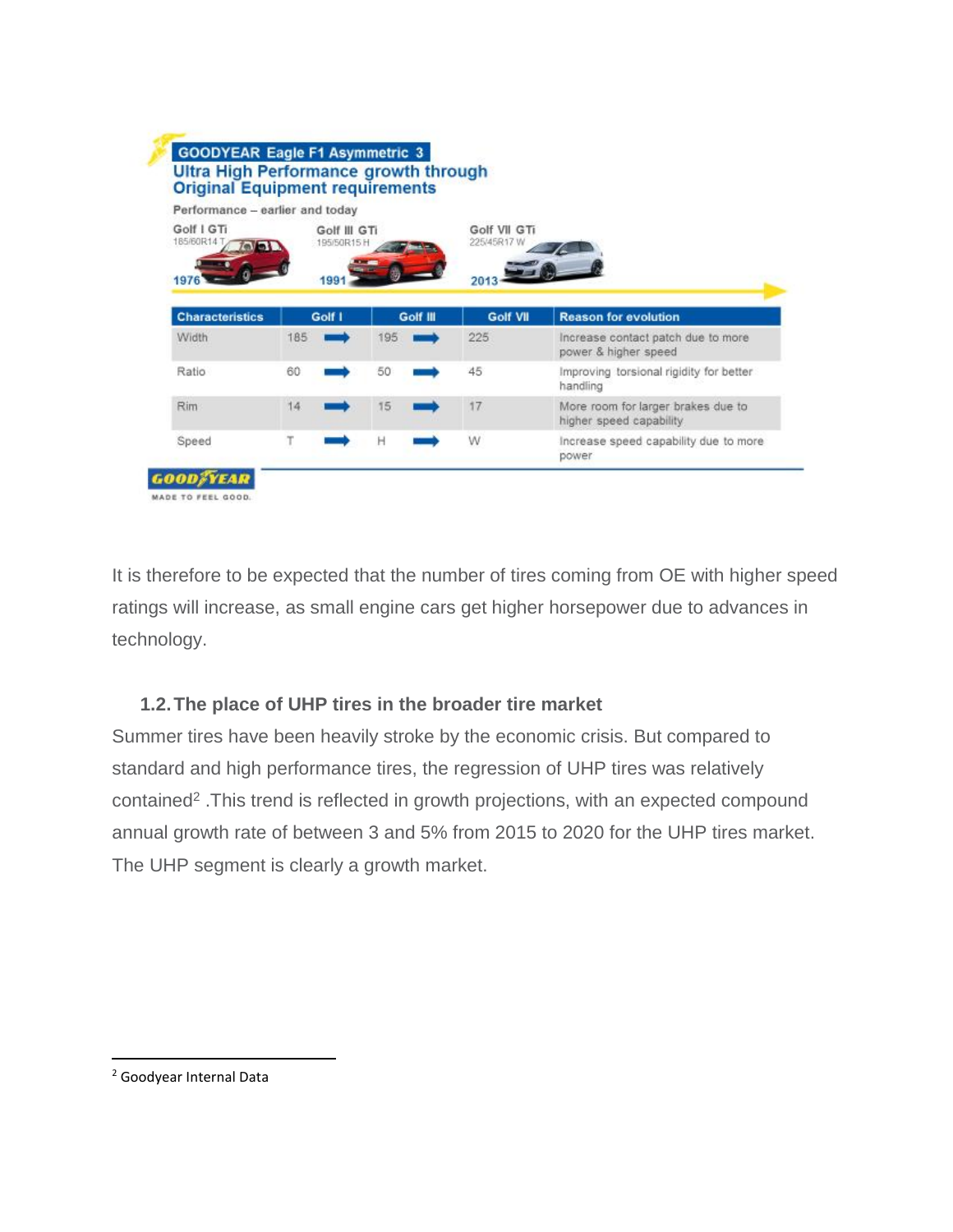**GOODYEAR Eagle F1 Asymmetric 3**

**Ultra High Performance growth through Original Equipment requirements**

Performance – earlier and today

Golf I GTi 185/60R14 T — 1976

Golf III GTi 195/50R15 H — 1991

Golf VII GTi 225/45R17 W — 2013

| Characteristics | Golf I | Golf III | Golf VII | Reason for evolution |
|---|---|---|---|---|
| Width | 185 ➡ | 195 ➡ | 225 | Increase contact patch due to more power & higher speed |
| Ratio | 60 ➡ | 50 ➡ | 45 | Improving torsional rigidity for better handling |
| Rim | 14 ➡ | 15 ➡ | 17 | More room for larger brakes due to higher speed capability |
| Speed | T ➡ | H ➡ | W | Increase speed capability due to more power |

GOODYEAR MADE TO FEEL GOOD.

It is therefore to be expected that the number of tires coming from OE with higher speed ratings will increase, as small engine cars get higher horsepower due to advances in technology.

### 1.2. The place of UHP tires in the broader tire market

Summer tires have been heavily stroke by the economic crisis. But compared to standard and high performance tires, the regression of UHP tires was relatively contained[2] .This trend is reflected in growth projections, with an expected compound annual growth rate of between 3 and 5% from 2015 to 2020 for the UHP tires market. The UHP segment is clearly a growth market.

---

[2] Goodyear Internal Data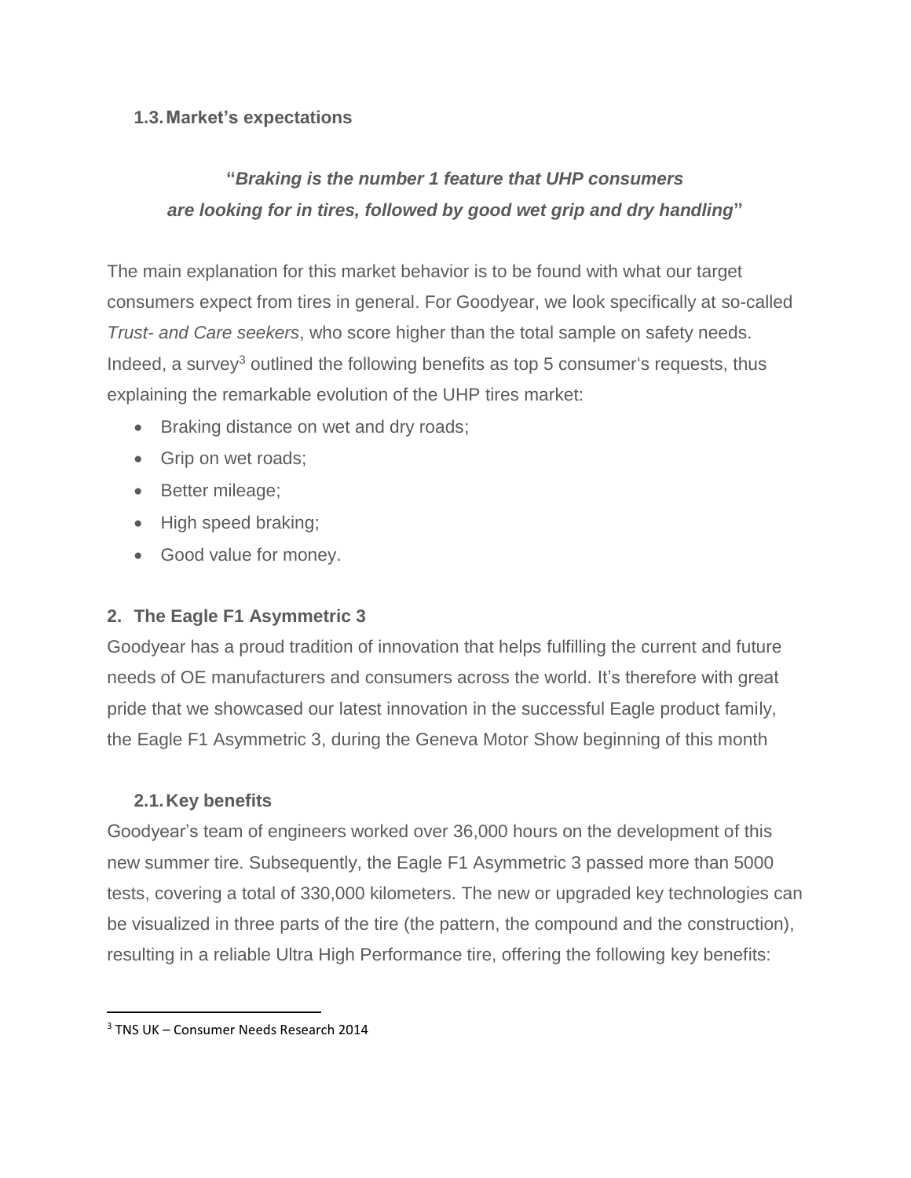### 1.3. Market's expectations

"***Braking is the number 1 feature that UHP consumers are looking for in tires, followed by good wet grip and dry handling***"

The main explanation for this market behavior is to be found with what our target consumers expect from tires in general. For Goodyear, we look specifically at so-called *Trust- and Care seekers*, who score higher than the total sample on safety needs. Indeed, a survey[3] outlined the following benefits as top 5 consumer's requests, thus explaining the remarkable evolution of the UHP tires market:

- Braking distance on wet and dry roads;
- Grip on wet roads;
- Better mileage;
- High speed braking;
- Good value for money.

## 2. The Eagle F1 Asymmetric 3

Goodyear has a proud tradition of innovation that helps fulfilling the current and future needs of OE manufacturers and consumers across the world. It's therefore with great pride that we showcased our latest innovation in the successful Eagle product family, the Eagle F1 Asymmetric 3, during the Geneva Motor Show beginning of this month

### 2.1. Key benefits

Goodyear's team of engineers worked over 36,000 hours on the development of this new summer tire. Subsequently, the Eagle F1 Asymmetric 3 passed more than 5000 tests, covering a total of 330,000 kilometers. The new or upgraded key technologies can be visualized in three parts of the tire (the pattern, the compound and the construction), resulting in a reliable Ultra High Performance tire, offering the following key benefits:

[3] TNS UK – Consumer Needs Research 2014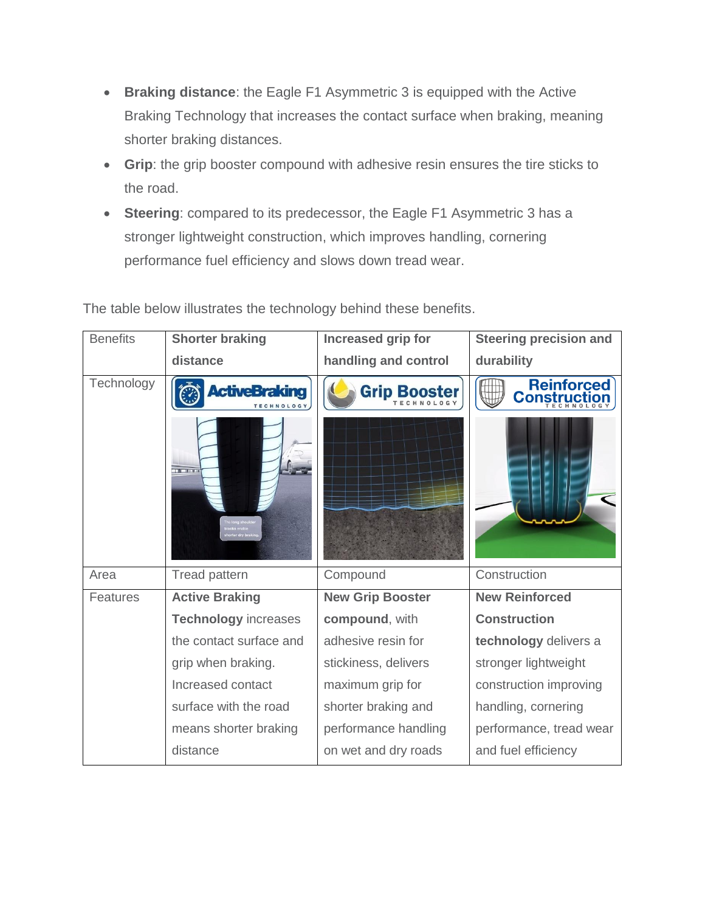- **Braking distance**: the Eagle F1 Asymmetric 3 is equipped with the Active Braking Technology that increases the contact surface when braking, meaning shorter braking distances.
- **Grip**: the grip booster compound with adhesive resin ensures the tire sticks to the road.
- **Steering**: compared to its predecessor, the Eagle F1 Asymmetric 3 has a stronger lightweight construction, which improves handling, cornering performance fuel efficiency and slows down tread wear.

The table below illustrates the technology behind these benefits.

| Benefits | **Shorter braking distance** | **Increased grip for handling and control** | **Steering precision and durability** |
|---|---|---|---|
| Technology | ActiveBraking TECHNOLOGY | Grip Booster TECHNOLOGY | Reinforced Construction TECHNOLOGY |
| Area | Tread pattern | Compound | Construction |
| Features | **Active Braking Technology** increases the contact surface and grip when braking. Increased contact surface with the road means shorter braking distance | **New Grip Booster compound**, with adhesive resin for stickiness, delivers maximum grip for shorter braking and performance handling on wet and dry roads | **New Reinforced Construction technology** delivers a stronger lightweight construction improving handling, cornering performance, tread wear and fuel efficiency |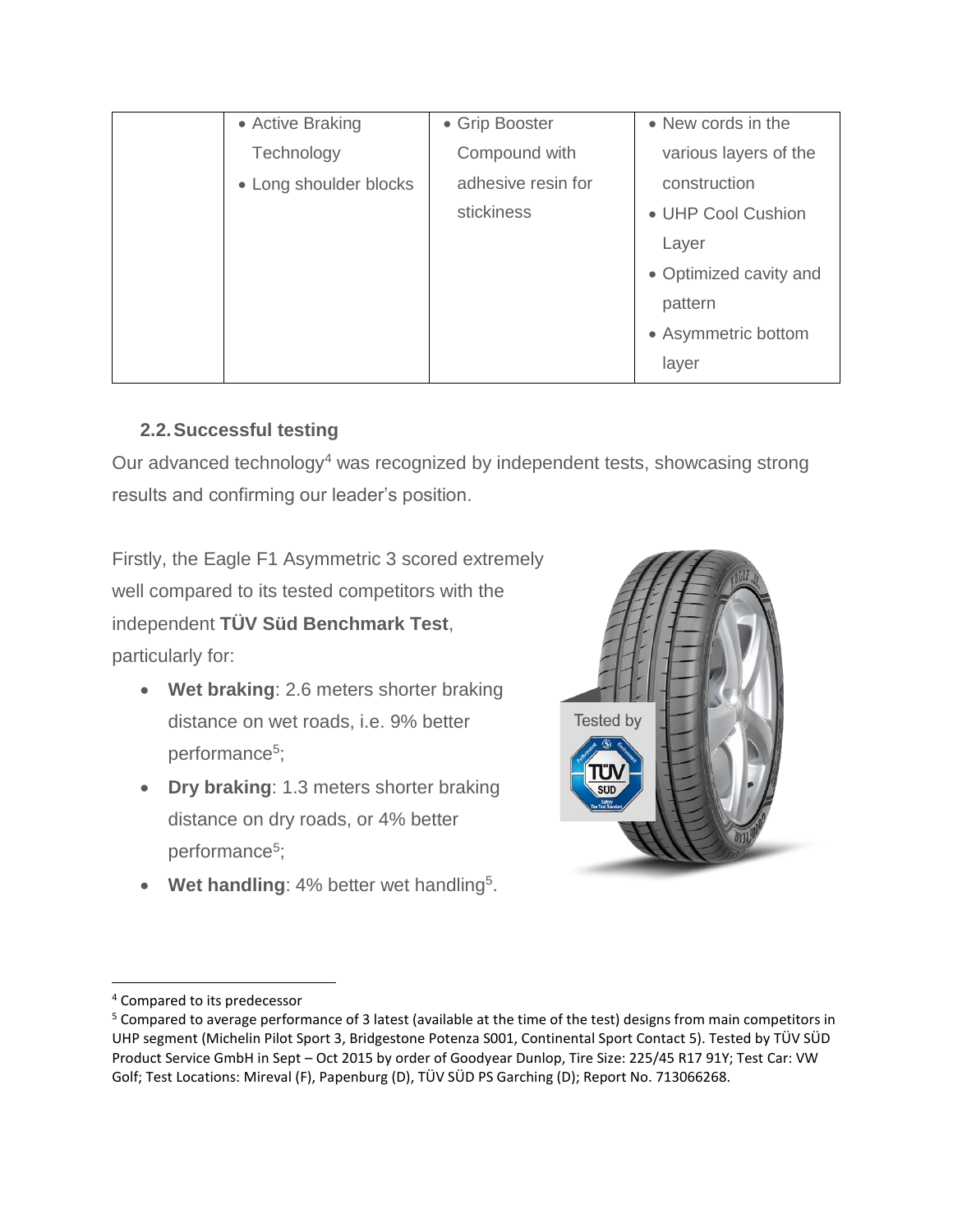| | • Active Braking Technology<br>• Long shoulder blocks | • Grip Booster Compound with adhesive resin for stickiness | • New cords in the various layers of the construction<br>• UHP Cool Cushion Layer<br>• Optimized cavity and pattern<br>• Asymmetric bottom layer |
|---|---|---|---|

### 2.2. Successful testing

Our advanced technology[4] was recognized by independent tests, showcasing strong results and confirming our leader's position.

Firstly, the Eagle F1 Asymmetric 3 scored extremely well compared to its tested competitors with the independent **TÜV Süd Benchmark Test**, particularly for:

- **Wet braking**: 2.6 meters shorter braking distance on wet roads, i.e. 9% better performance[5];
- **Dry braking**: 1.3 meters shorter braking distance on dry roads, or 4% better performance[5];
- **Wet handling**: 4% better wet handling[5].

---

[4] Compared to its predecessor

[5] Compared to average performance of 3 latest (available at the time of the test) designs from main competitors in UHP segment (Michelin Pilot Sport 3, Bridgestone Potenza S001, Continental Sport Contact 5). Tested by TÜV SÜD Product Service GmbH in Sept – Oct 2015 by order of Goodyear Dunlop, Tire Size: 225/45 R17 91Y; Test Car: VW Golf; Test Locations: Mireval (F), Papenburg (D), TÜV SÜD PS Garching (D); Report No. 713066268.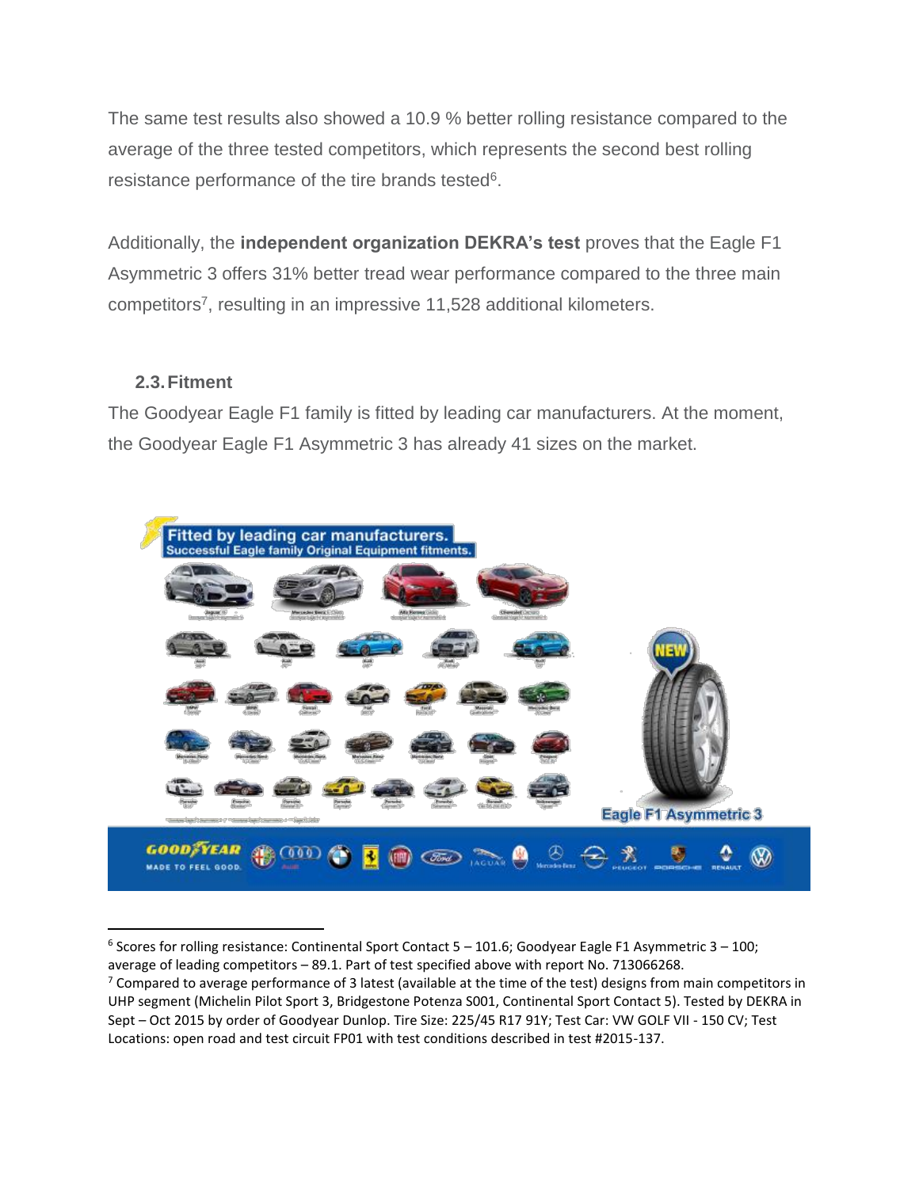The same test results also showed a 10.9 % better rolling resistance compared to the average of the three tested competitors, which represents the second best rolling resistance performance of the tire brands tested[6].

Additionally, the **independent organization DEKRA's test** proves that the Eagle F1 Asymmetric 3 offers 31% better tread wear performance compared to the three main competitors[7], resulting in an impressive 11,528 additional kilometers.

### 2.3. Fitment

The Goodyear Eagle F1 family is fitted by leading car manufacturers. At the moment, the Goodyear Eagle F1 Asymmetric 3 has already 41 sizes on the market.

---

[6] Scores for rolling resistance: Continental Sport Contact 5 – 101.6; Goodyear Eagle F1 Asymmetric 3 – 100; average of leading competitors – 89.1. Part of test specified above with report No. 713066268.

[7] Compared to average performance of 3 latest (available at the time of the test) designs from main competitors in UHP segment (Michelin Pilot Sport 3, Bridgestone Potenza S001, Continental Sport Contact 5). Tested by DEKRA in Sept – Oct 2015 by order of Goodyear Dunlop. Tire Size: 225/45 R17 91Y; Test Car: VW GOLF VII - 150 CV; Test Locations: open road and test circuit FP01 with test conditions described in test #2015-137.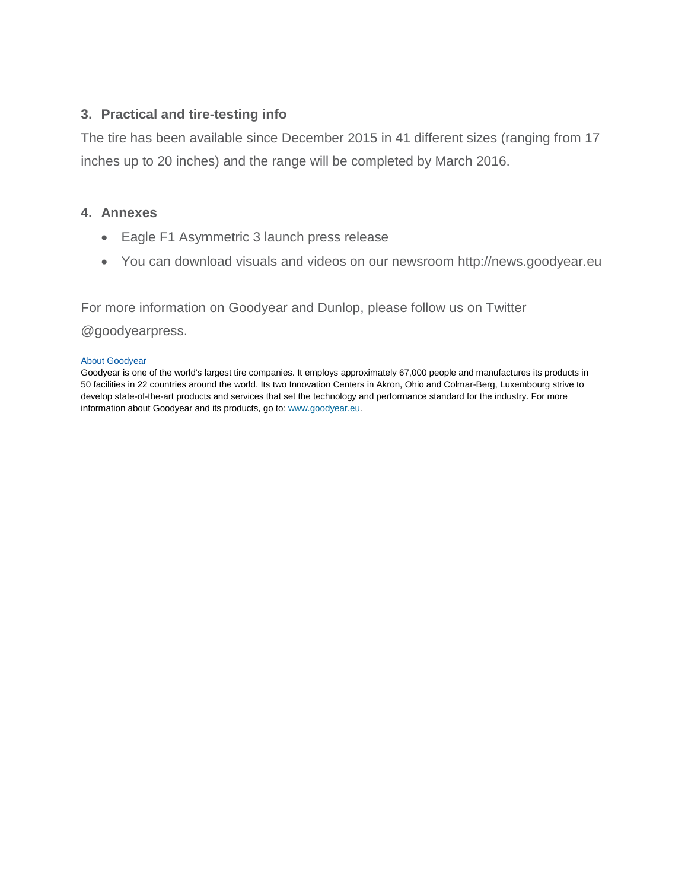## 3. Practical and tire-testing info

The tire has been available since December 2015 in 41 different sizes (ranging from 17 inches up to 20 inches) and the range will be completed by March 2016.

## 4. Annexes

- Eagle F1 Asymmetric 3 launch press release
- You can download visuals and videos on our newsroom http://news.goodyear.eu

For more information on Goodyear and Dunlop, please follow us on Twitter @goodyearpress.

About Goodyear

Goodyear is one of the world's largest tire companies. It employs approximately 67,000 people and manufactures its products in 50 facilities in 22 countries around the world. Its two Innovation Centers in Akron, Ohio and Colmar-Berg, Luxembourg strive to develop state-of-the-art products and services that set the technology and performance standard for the industry. For more information about Goodyear and its products, go to: www.goodyear.eu.